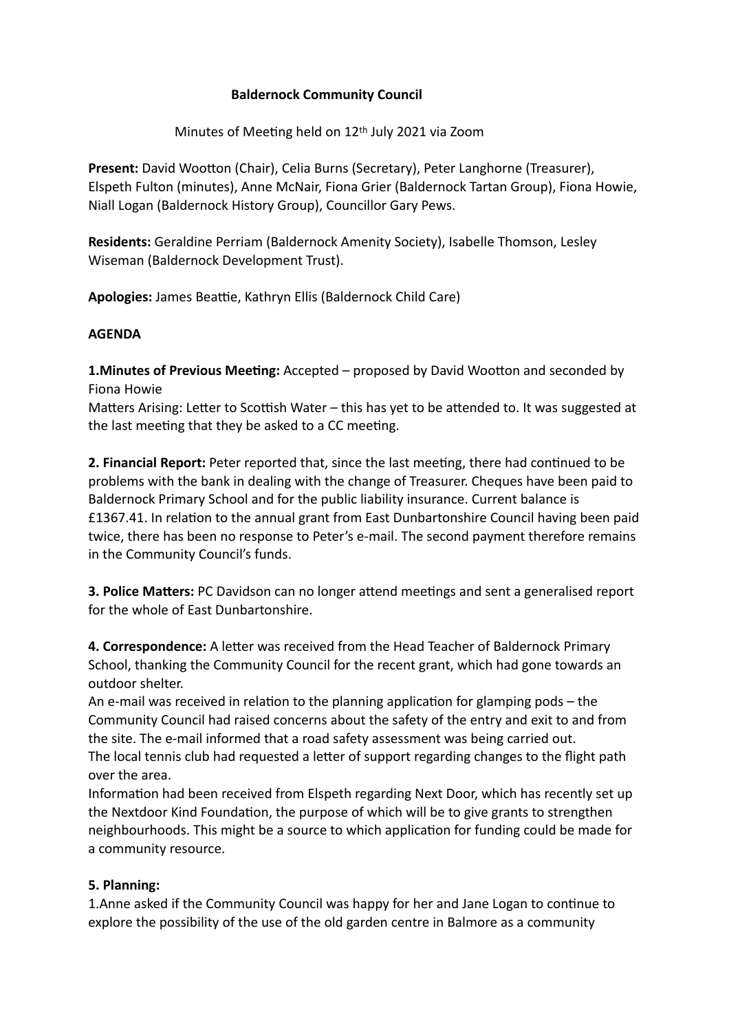# Baldernock Community Council

Minutes of Meeting held on 12th July 2021 via Zoom

**Present:** David Wootton (Chair), Celia Burns (Secretary), Peter Langhorne (Treasurer), Elspeth Fulton (minutes), Anne McNair, Fiona Grier (Baldernock Tartan Group), Fiona Howie, Niall Logan (Baldernock History Group), Councillor Gary Pews.

**Residents:** Geraldine Perriam (Baldernock Amenity Society), Isabelle Thomson, Lesley Wiseman (Baldernock Development Trust).

**Apologies:** James Beattie, Kathryn Ellis (Baldernock Child Care)

**AGENDA**

**1.Minutes of Previous Meeting:** Accepted – proposed by David Wootton and seconded by Fiona Howie

Matters Arising: Letter to Scottish Water – this has yet to be attended to. It was suggested at the last meeting that they be asked to a CC meeting.

**2. Financial Report:** Peter reported that, since the last meeting, there had continued to be problems with the bank in dealing with the change of Treasurer. Cheques have been paid to Baldernock Primary School and for the public liability insurance. Current balance is £1367.41. In relation to the annual grant from East Dunbartonshire Council having been paid twice, there has been no response to Peter's e-mail. The second payment therefore remains in the Community Council's funds.

**3. Police Matters:** PC Davidson can no longer attend meetings and sent a generalised report for the whole of East Dunbartonshire.

**4. Correspondence:** A letter was received from the Head Teacher of Baldernock Primary School, thanking the Community Council for the recent grant, which had gone towards an outdoor shelter.

An e-mail was received in relation to the planning application for glamping pods – the Community Council had raised concerns about the safety of the entry and exit to and from the site. The e-mail informed that a road safety assessment was being carried out.

The local tennis club had requested a letter of support regarding changes to the flight path over the area.

Information had been received from Elspeth regarding Next Door, which has recently set up the Nextdoor Kind Foundation, the purpose of which will be to give grants to strengthen neighbourhoods. This might be a source to which application for funding could be made for a community resource.

**5. Planning:**

1.Anne asked if the Community Council was happy for her and Jane Logan to continue to explore the possibility of the use of the old garden centre in Balmore as a community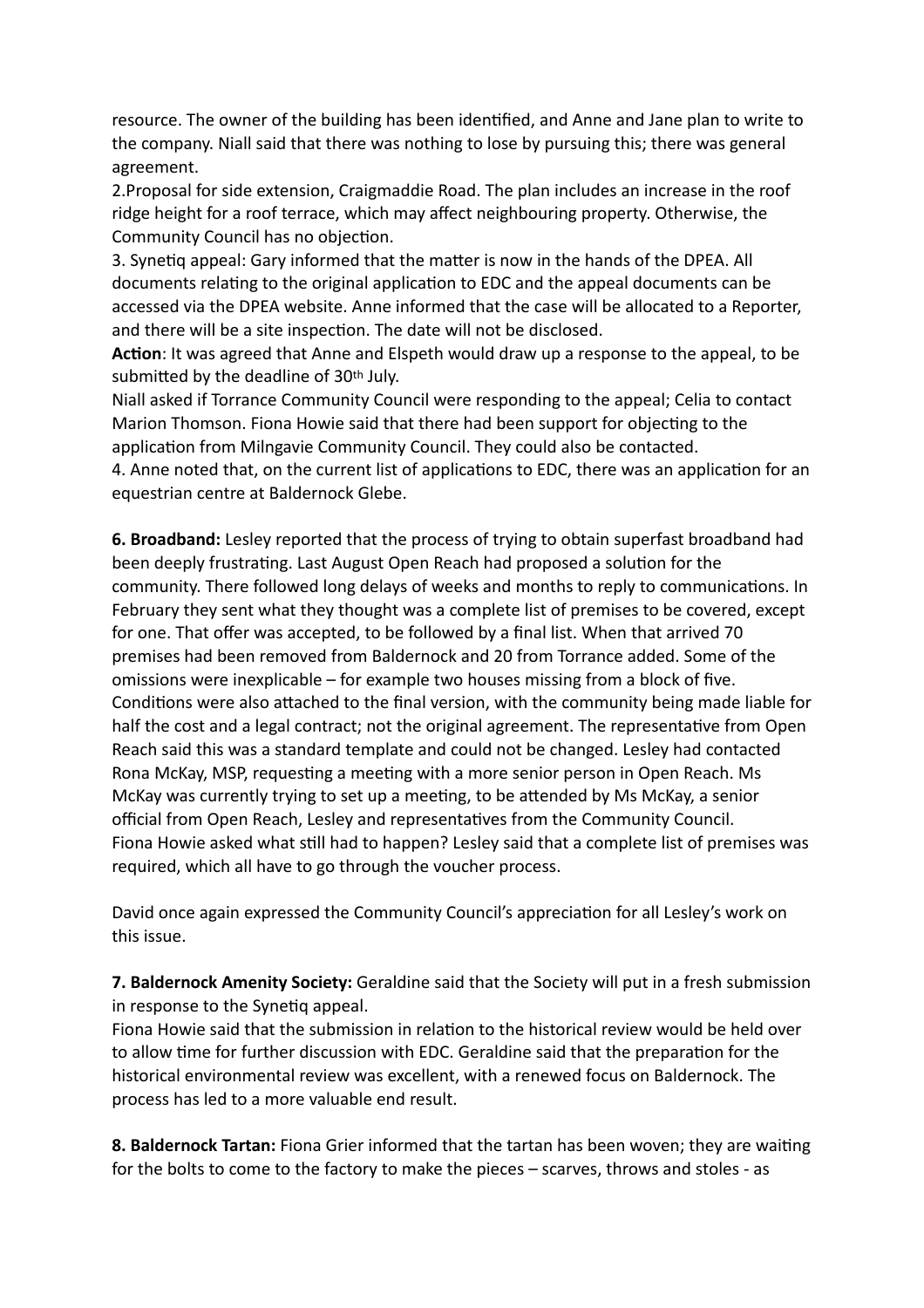resource. The owner of the building has been identified, and Anne and Jane plan to write to the company. Niall said that there was nothing to lose by pursuing this; there was general agreement.

2.Proposal for side extension, Craigmaddie Road. The plan includes an increase in the roof ridge height for a roof terrace, which may affect neighbouring property. Otherwise, the Community Council has no objection.

3. Synetiq appeal: Gary informed that the matter is now in the hands of the DPEA. All documents relating to the original application to EDC and the appeal documents can be accessed via the DPEA website. Anne informed that the case will be allocated to a Reporter, and there will be a site inspection. The date will not be disclosed.

**Action**: It was agreed that Anne and Elspeth would draw up a response to the appeal, to be submitted by the deadline of 30th July.

Niall asked if Torrance Community Council were responding to the appeal; Celia to contact Marion Thomson. Fiona Howie said that there had been support for objecting to the application from Milngavie Community Council. They could also be contacted.

4. Anne noted that, on the current list of applications to EDC, there was an application for an equestrian centre at Baldernock Glebe.

**6. Broadband:** Lesley reported that the process of trying to obtain superfast broadband had been deeply frustrating. Last August Open Reach had proposed a solution for the community. There followed long delays of weeks and months to reply to communications. In February they sent what they thought was a complete list of premises to be covered, except for one. That offer was accepted, to be followed by a final list. When that arrived 70 premises had been removed from Baldernock and 20 from Torrance added. Some of the omissions were inexplicable – for example two houses missing from a block of five. Conditions were also attached to the final version, with the community being made liable for half the cost and a legal contract; not the original agreement. The representative from Open Reach said this was a standard template and could not be changed. Lesley had contacted Rona McKay, MSP, requesting a meeting with a more senior person in Open Reach. Ms McKay was currently trying to set up a meeting, to be attended by Ms McKay, a senior official from Open Reach, Lesley and representatives from the Community Council.

Fiona Howie asked what still had to happen? Lesley said that a complete list of premises was required, which all have to go through the voucher process.

David once again expressed the Community Council's appreciation for all Lesley's work on this issue.

**7. Baldernock Amenity Society:** Geraldine said that the Society will put in a fresh submission in response to the Synetiq appeal.

Fiona Howie said that the submission in relation to the historical review would be held over to allow time for further discussion with EDC. Geraldine said that the preparation for the historical environmental review was excellent, with a renewed focus on Baldernock. The process has led to a more valuable end result.

**8. Baldernock Tartan:** Fiona Grier informed that the tartan has been woven; they are waiting for the bolts to come to the factory to make the pieces – scarves, throws and stoles - as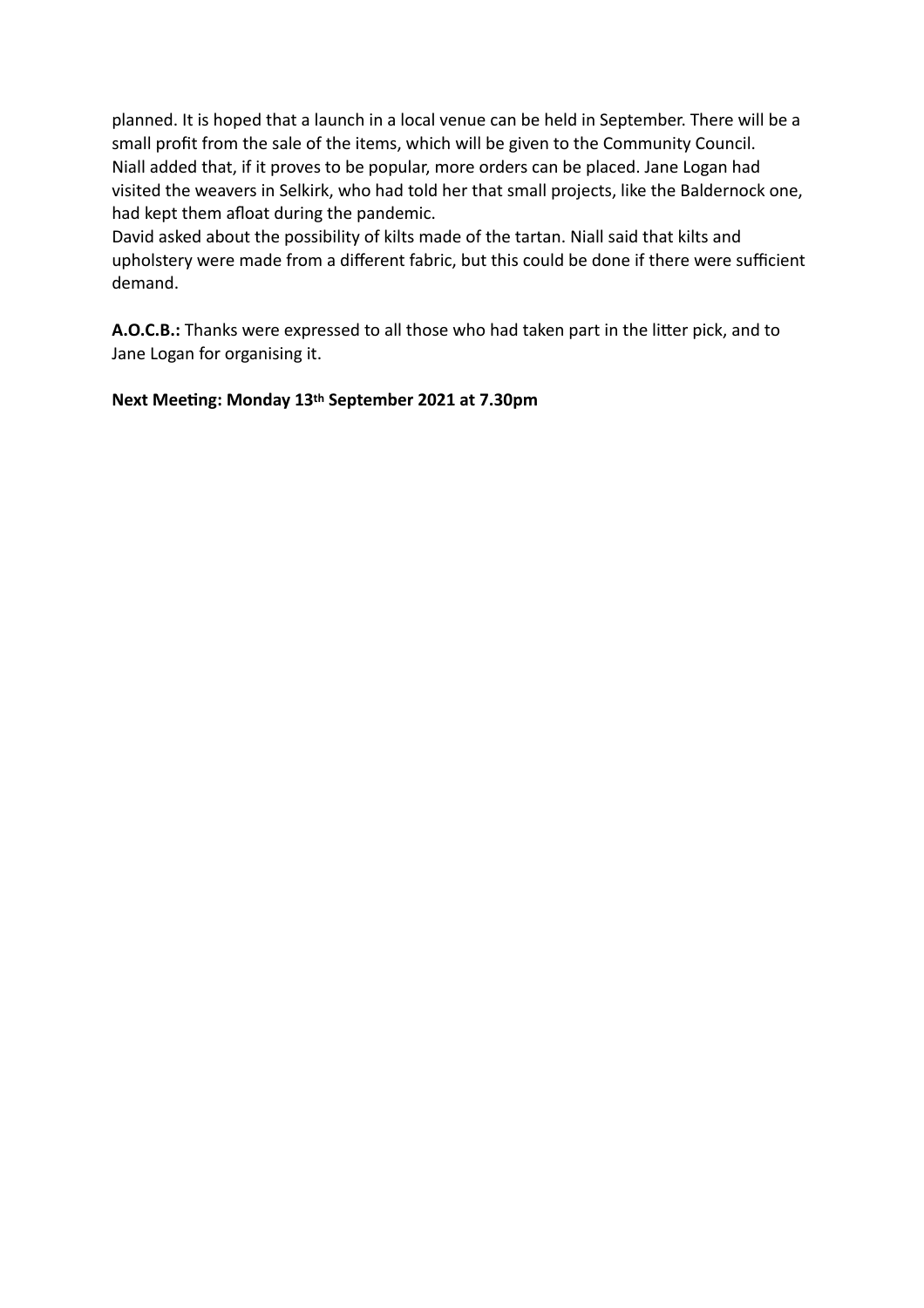planned. It is hoped that a launch in a local venue can be held in September. There will be a small profit from the sale of the items, which will be given to the Community Council.
Niall added that, if it proves to be popular, more orders can be placed. Jane Logan had visited the weavers in Selkirk, who had told her that small projects, like the Baldernock one, had kept them afloat during the pandemic.
David asked about the possibility of kilts made of the tartan. Niall said that kilts and upholstery were made from a different fabric, but this could be done if there were sufficient demand.

**A.O.C.B.:** Thanks were expressed to all those who had taken part in the litter pick, and to Jane Logan for organising it.

**Next Meeting: Monday 13th September 2021 at 7.30pm**